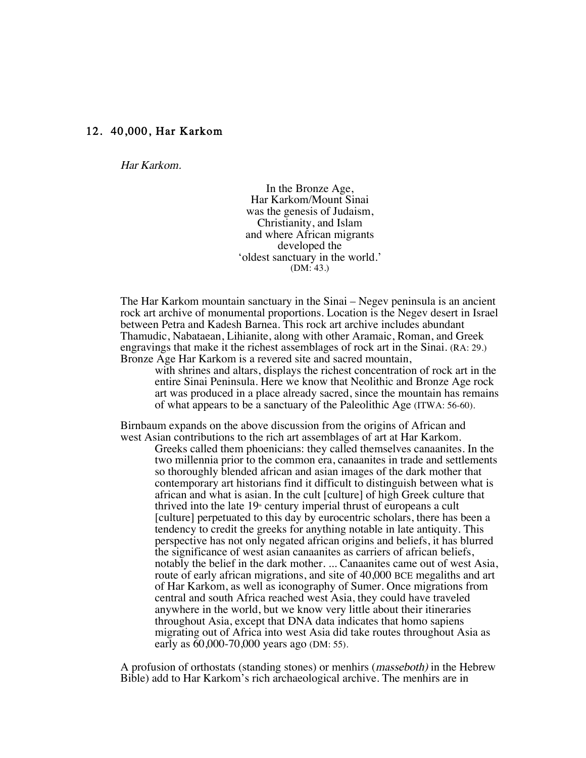## 12. 40,000, Har Karkom

*Har Karkom.*

> In the Bronze Age,
> Har Karkom/Mount Sinai
> was the genesis of Judaism,
> Christianity, and Islam
> and where African migrants
> developed the
> 'oldest sanctuary in the world.'
> (DM: 43.)

The Har Karkom mountain sanctuary in the Sinai – Negev peninsula is an ancient rock art archive of monumental proportions. Location is the Negev desert in Israel between Petra and Kadesh Barnea. This rock art archive includes abundant Thamudic, Nabataean, Lihianite, along with other Aramaic, Roman, and Greek engravings that make it the richest assemblages of rock art in the Sinai. (RA: 29.) Bronze Age Har Karkom is a revered site and sacred mountain,

> with shrines and altars, displays the richest concentration of rock art in the entire Sinai Peninsula. Here we know that Neolithic and Bronze Age rock art was produced in a place already sacred, since the mountain has remains of what appears to be a sanctuary of the Paleolithic Age (ITWA: 56-60).

Birnbaum expands on the above discussion from the origins of African and west Asian contributions to the rich art assemblages of art at Har Karkom.

> Greeks called them phoenicians: they called themselves canaanites. In the two millennia prior to the common era, canaanites in trade and settlements so thoroughly blended african and asian images of the dark mother that contemporary art historians find it difficult to distinguish between what is african and what is asian. In the cult [culture] of high Greek culture that thrived into the late 19th century imperial thrust of europeans a cult [culture] perpetuated to this day by eurocentric scholars, there has been a tendency to credit the greeks for anything notable in late antiquity. This perspective has not only negated african origins and beliefs, it has blurred the significance of west asian canaanites as carriers of african beliefs, notably the belief in the dark mother. ... Canaanites came out of west Asia, route of early african migrations, and site of 40,000 BCE megaliths and art of Har Karkom, as well as iconography of Sumer. Once migrations from central and south Africa reached west Asia, they could have traveled anywhere in the world, but we know very little about their itineraries throughout Asia, except that DNA data indicates that homo sapiens migrating out of Africa into west Asia did take routes throughout Asia as early as 60,000-70,000 years ago (DM: 55).

A profusion of orthostats (standing stones) or menhirs (*masseboth)* in the Hebrew Bible) add to Har Karkom's rich archaeological archive. The menhirs are in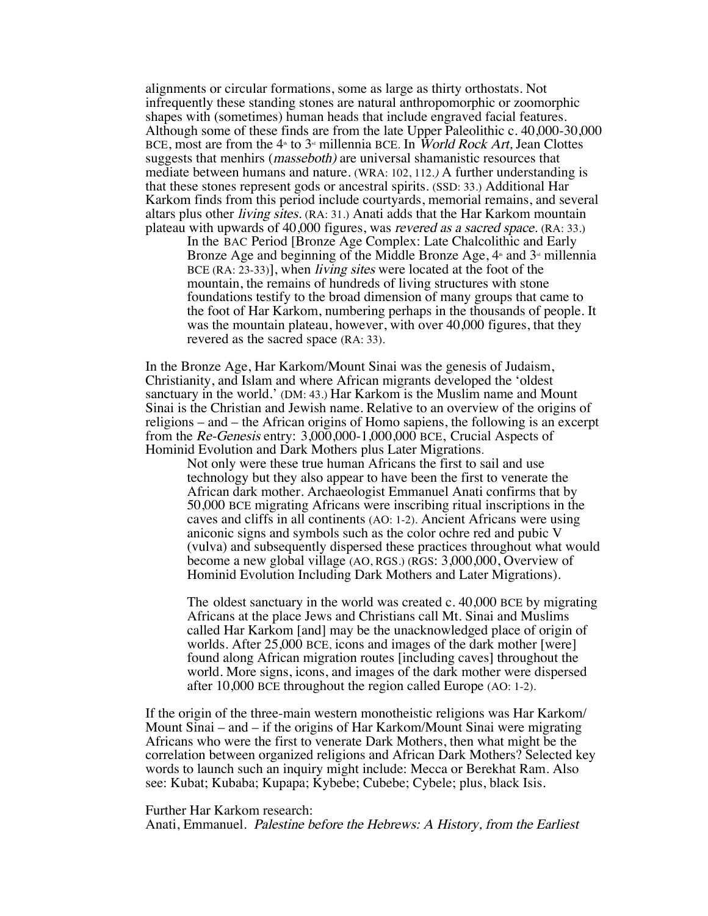alignments or circular formations, some as large as thirty orthostats. Not infrequently these standing stones are natural anthropomorphic or zoomorphic shapes with (sometimes) human heads that include engraved facial features. Although some of these finds are from the late Upper Paleolithic c. 40,000-30,000 BCE, most are from the 4th to 3rd millennia BCE. In *World Rock Art*, Jean Clottes suggests that menhirs (*masseboth)* are universal shamanistic resources that mediate between humans and nature. (WRA: 102, 112.*)* A further understanding is that these stones represent gods or ancestral spirits. (SSD: 33.) Additional Har Karkom finds from this period include courtyards, memorial remains, and several altars plus other *living sites.* (RA: 31.) Anati adds that the Har Karkom mountain plateau with upwards of 40,000 figures, was *revered as a sacred space.* (RA: 33.)

> In the BAC Period [Bronze Age Complex: Late Chalcolithic and Early Bronze Age and beginning of the Middle Bronze Age, 4th and 3rd millennia BCE (RA: 23-33)], when *living sites* were located at the foot of the mountain, the remains of hundreds of living structures with stone foundations testify to the broad dimension of many groups that came to the foot of Har Karkom, numbering perhaps in the thousands of people. It was the mountain plateau, however, with over 40,000 figures, that they revered as the sacred space (RA: 33).

In the Bronze Age, Har Karkom/Mount Sinai was the genesis of Judaism, Christianity, and Islam and where African migrants developed the 'oldest sanctuary in the world.' (DM: 43.) Har Karkom is the Muslim name and Mount Sinai is the Christian and Jewish name. Relative to an overview of the origins of religions – and – the African origins of Homo sapiens, the following is an excerpt from the *Re-Genesis* entry: 3,000,000-1,000,000 BCE, Crucial Aspects of Hominid Evolution and Dark Mothers plus Later Migrations.

> Not only were these true human Africans the first to sail and use technology but they also appear to have been the first to venerate the African dark mother. Archaeologist Emmanuel Anati confirms that by 50,000 BCE migrating Africans were inscribing ritual inscriptions in the caves and cliffs in all continents (AO: 1-2). Ancient Africans were using aniconic signs and symbols such as the color ochre red and pubic V (vulva) and subsequently dispersed these practices throughout what would become a new global village (AO, RGS.) (RGS: 3,000,000, Overview of Hominid Evolution Including Dark Mothers and Later Migrations).
>
> The oldest sanctuary in the world was created c. 40,000 BCE by migrating Africans at the place Jews and Christians call Mt. Sinai and Muslims called Har Karkom [and] may be the unacknowledged place of origin of worlds. After 25,000 BCE, icons and images of the dark mother [were] found along African migration routes [including caves] throughout the world. More signs, icons, and images of the dark mother were dispersed after 10,000 BCE throughout the region called Europe (AO: 1-2).

If the origin of the three-main western monotheistic religions was Har Karkom/ Mount Sinai – and – if the origins of Har Karkom/Mount Sinai were migrating Africans who were the first to venerate Dark Mothers, then what might be the correlation between organized religions and African Dark Mothers? Selected key words to launch such an inquiry might include: Mecca or Berekhat Ram. Also see: Kubat; Kubaba; Kupapa; Kybebe; Cubebe; Cybele; plus, black Isis.

Further Har Karkom research:
Anati, Emmanuel. *Palestine before the Hebrews: A History, from the Earliest*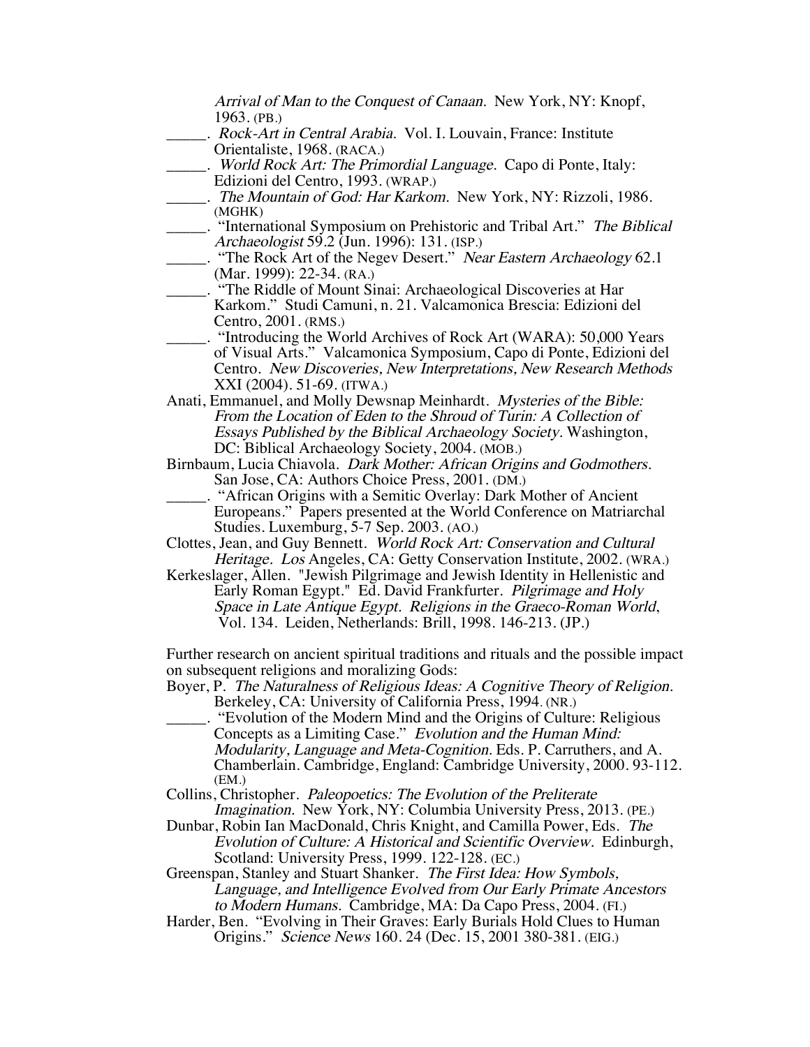*Arrival of Man to the Conquest of Canaan.* New York, NY: Knopf, 1963. (PB.)

_____. *Rock-Art in Central Arabia.* Vol. I. Louvain, France: Institute Orientaliste, 1968. (RACA.)

_____. *World Rock Art: The Primordial Language.* Capo di Ponte, Italy: Edizioni del Centro, 1993. (WRAP.)

_____. *The Mountain of God: Har Karkom.* New York, NY: Rizzoli, 1986. (MGHK)

_____. "International Symposium on Prehistoric and Tribal Art." *The Biblical Archaeologist* 59.2 (Jun. 1996): 131. (ISP.)

_____. "The Rock Art of the Negev Desert." *Near Eastern Archaeology* 62.1 (Mar. 1999): 22-34. (RA.)

_____. "The Riddle of Mount Sinai: Archaeological Discoveries at Har Karkom." Studi Camuni, n. 21. Valcamonica Brescia: Edizioni del Centro, 2001. (RMS.)

_____. "Introducing the World Archives of Rock Art (WARA): 50,000 Years of Visual Arts." Valcamonica Symposium, Capo di Ponte, Edizioni del Centro. *New Discoveries, New Interpretations, New Research Methods* XXI (2004). 51-69. (ITWA.)

Anati, Emmanuel, and Molly Dewsnap Meinhardt. *Mysteries of the Bible: From the Location of Eden to the Shroud of Turin: A Collection of Essays Published by the Biblical Archaeology Society.* Washington, DC: Biblical Archaeology Society, 2004. (MOB.)

Birnbaum, Lucia Chiavola. *Dark Mother: African Origins and Godmothers.* San Jose, CA: Authors Choice Press, 2001. (DM.)

_____. "African Origins with a Semitic Overlay: Dark Mother of Ancient Europeans." Papers presented at the World Conference on Matriarchal Studies. Luxemburg, 5-7 Sep. 2003. (AO.)

Clottes, Jean, and Guy Bennett. *World Rock Art: Conservation and Cultural Heritage. Los* Angeles, CA: Getty Conservation Institute, 2002. (WRA.)

Kerkeslager, Allen. "Jewish Pilgrimage and Jewish Identity in Hellenistic and Early Roman Egypt." Ed. David Frankfurter. *Pilgrimage and Holy Space in Late Antique Egypt. Religions in the Graeco-Roman World*, Vol. 134. Leiden, Netherlands: Brill, 1998. 146-213. (JP.)

Further research on ancient spiritual traditions and rituals and the possible impact on subsequent religions and moralizing Gods:

Boyer, P. *The Naturalness of Religious Ideas: A Cognitive Theory of Religion.* Berkeley, CA: University of California Press, 1994. (NR.)

_____. "Evolution of the Modern Mind and the Origins of Culture: Religious Concepts as a Limiting Case." *Evolution and the Human Mind: Modularity, Language and Meta-Cognition.* Eds. P. Carruthers, and A. Chamberlain. Cambridge, England: Cambridge University, 2000. 93-112. (EM.)

Collins, Christopher. *Paleopoetics: The Evolution of the Preliterate Imagination.* New York, NY: Columbia University Press, 2013. (PE.)

Dunbar, Robin Ian MacDonald, Chris Knight, and Camilla Power, Eds. *The Evolution of Culture: A Historical and Scientific Overview.* Edinburgh, Scotland: University Press, 1999. 122-128. (EC.)

Greenspan, Stanley and Stuart Shanker. *The First Idea: How Symbols, Language, and Intelligence Evolved from Our Early Primate Ancestors to Modern Humans.* Cambridge, MA: Da Capo Press, 2004. (FI.)

Harder, Ben. "Evolving in Their Graves: Early Burials Hold Clues to Human Origins." *Science News* 160. 24 (Dec. 15, 2001 380-381. (EIG.)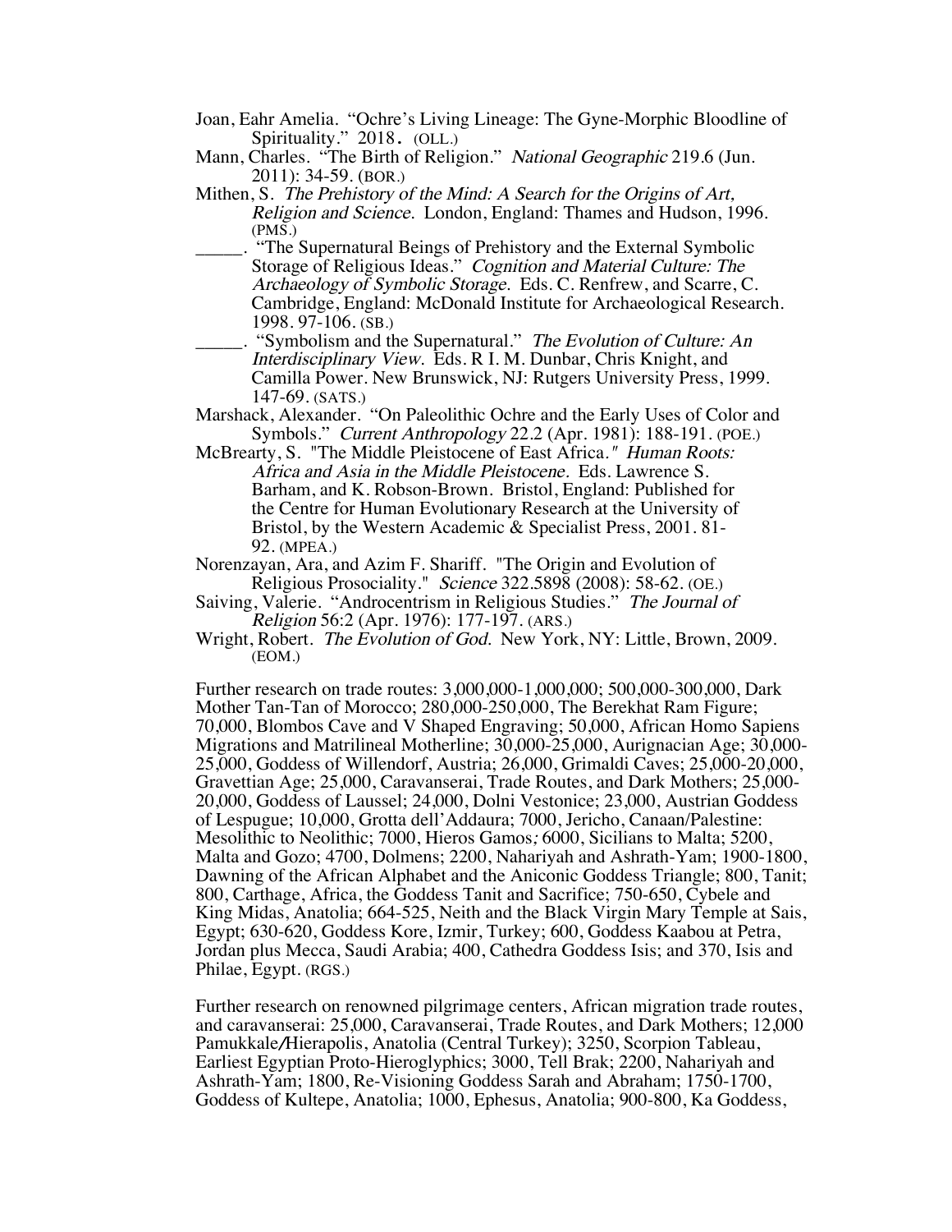Joan, Eahr Amelia. "Ochre's Living Lineage: The Gyne-Morphic Bloodline of Spirituality." 2018. (OLL.)

Mann, Charles. "The Birth of Religion." *National Geographic* 219.6 (Jun. 2011): 34-59. (BOR.)

Mithen, S. *The Prehistory of the Mind: A Search for the Origins of Art, Religion and Science.* London, England: Thames and Hudson, 1996. (PMS.)

_____. "The Supernatural Beings of Prehistory and the External Symbolic Storage of Religious Ideas." *Cognition and Material Culture: The Archaeology of Symbolic Storage.* Eds. C. Renfrew, and Scarre, C. Cambridge, England: McDonald Institute for Archaeological Research. 1998. 97-106. (SB.)

_____. "Symbolism and the Supernatural." *The Evolution of Culture: An Interdisciplinary View.* Eds. R I. M. Dunbar, Chris Knight, and Camilla Power. New Brunswick, NJ: Rutgers University Press, 1999. 147-69. (SATS.)

Marshack, Alexander. "On Paleolithic Ochre and the Early Uses of Color and Symbols." *Current Anthropology* 22.2 (Apr. 1981): 188-191. (POE.)

McBrearty, S. "The Middle Pleistocene of East Africa." *Human Roots: Africa and Asia in the Middle Pleistocene.* Eds. Lawrence S. Barham, and K. Robson-Brown. Bristol, England: Published for the Centre for Human Evolutionary Research at the University of Bristol, by the Western Academic & Specialist Press, 2001. 81-92. (MPEA.)

Norenzayan, Ara, and Azim F. Shariff. "The Origin and Evolution of Religious Prosociality." *Science* 322.5898 (2008): 58-62. (OE.)

Saiving, Valerie. "Androcentrism in Religious Studies." *The Journal of Religion* 56:2 (Apr. 1976): 177-197. (ARS.)

Wright, Robert. *The Evolution of God.* New York, NY: Little, Brown, 2009. (EOM.)

Further research on trade routes: 3,000,000-1,000,000; 500,000-300,000, Dark Mother Tan-Tan of Morocco; 280,000-250,000, The Berekhat Ram Figure; 70,000, Blombos Cave and V Shaped Engraving; 50,000, African Homo Sapiens Migrations and Matrilineal Motherline; 30,000-25,000, Aurignacian Age; 30,000-25,000, Goddess of Willendorf, Austria; 26,000, Grimaldi Caves; 25,000-20,000, Gravettian Age; 25,000, Caravanserai, Trade Routes, and Dark Mothers; 25,000-20,000, Goddess of Laussel; 24,000, Dolni Vestonice; 23,000, Austrian Goddess of Lespugue; 10,000, Grotta dell'Addaura; 7000, Jericho, Canaan/Palestine: Mesolithic to Neolithic; 7000, Hieros Gamos; 6000, Sicilians to Malta; 5200, Malta and Gozo; 4700, Dolmens; 2200, Nahariyah and Ashrath-Yam; 1900-1800, Dawning of the African Alphabet and the Aniconic Goddess Triangle; 800, Tanit; 800, Carthage, Africa, the Goddess Tanit and Sacrifice; 750-650, Cybele and King Midas, Anatolia; 664-525, Neith and the Black Virgin Mary Temple at Sais, Egypt; 630-620, Goddess Kore, Izmir, Turkey; 600, Goddess Kaabou at Petra, Jordan plus Mecca, Saudi Arabia; 400, Cathedra Goddess Isis; and 370, Isis and Philae, Egypt. (RGS.)

Further research on renowned pilgrimage centers, African migration trade routes, and caravanserai: 25,000, Caravanserai, Trade Routes, and Dark Mothers; 12,000 Pamukkale/Hierapolis, Anatolia (Central Turkey); 3250, Scorpion Tableau, Earliest Egyptian Proto-Hieroglyphics; 3000, Tell Brak; 2200, Nahariyah and Ashrath-Yam; 1800, Re-Visioning Goddess Sarah and Abraham; 1750-1700, Goddess of Kultepe, Anatolia; 1000, Ephesus, Anatolia; 900-800, Ka Goddess,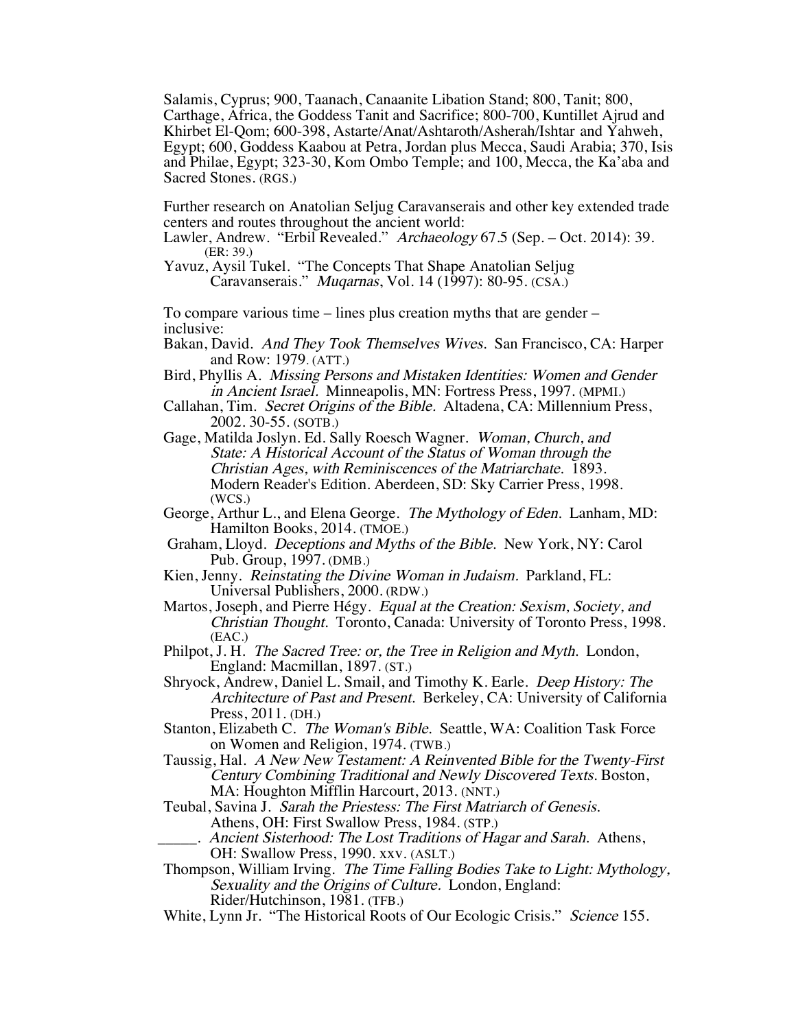Salamis, Cyprus; 900, Taanach, Canaanite Libation Stand; 800, Tanit; 800, Carthage, Africa, the Goddess Tanit and Sacrifice; 800-700, Kuntillet Ajrud and Khirbet El-Qom; 600-398, Astarte/Anat/Ashtaroth/Asherah/Ishtar and Yahweh, Egypt; 600, Goddess Kaabou at Petra, Jordan plus Mecca, Saudi Arabia; 370, Isis and Philae, Egypt; 323-30, Kom Ombo Temple; and 100, Mecca, the Ka'aba and Sacred Stones. (RGS.)

Further research on Anatolian Seljug Caravanserais and other key extended trade centers and routes throughout the ancient world:

Lawler, Andrew. "Erbil Revealed." *Archaeology* 67.5 (Sep. – Oct. 2014): 39. (ER: 39.)

Yavuz, Aysil Tukel. "The Concepts That Shape Anatolian Seljug Caravanserais." *Muqarnas*, Vol. 14 (1997): 80-95. (CSA.)

To compare various time – lines plus creation myths that are gender – inclusive:

Bakan, David. *And They Took Themselves Wives.* San Francisco, CA: Harper and Row: 1979. (ATT.)

Bird, Phyllis A. *Missing Persons and Mistaken Identities: Women and Gender in Ancient Israel.* Minneapolis, MN: Fortress Press, 1997. (MPMI.)

Callahan, Tim. *Secret Origins of the Bible.* Altadena, CA: Millennium Press, 2002. 30-55. (SOTB.)

Gage, Matilda Joslyn. Ed. Sally Roesch Wagner. *Woman, Church, and State: A Historical Account of the Status of Woman through the Christian Ages, with Reminiscences of the Matriarchate.* 1893. Modern Reader's Edition. Aberdeen, SD: Sky Carrier Press, 1998. (WCS.)

George, Arthur L., and Elena George. *The Mythology of Eden.* Lanham, MD: Hamilton Books, 2014. (TMOE.)

Graham, Lloyd. *Deceptions and Myths of the Bible.* New York, NY: Carol Pub. Group, 1997. (DMB.)

Kien, Jenny. *Reinstating the Divine Woman in Judaism.* Parkland, FL: Universal Publishers, 2000. (RDW.)

Martos, Joseph, and Pierre Hégy. *Equal at the Creation: Sexism, Society, and Christian Thought.* Toronto, Canada: University of Toronto Press, 1998. (EAC.)

Philpot, J. H. *The Sacred Tree: or, the Tree in Religion and Myth.* London, England: Macmillan, 1897. (ST.)

Shryock, Andrew, Daniel L. Smail, and Timothy K. Earle. *Deep History: The Architecture of Past and Present.* Berkeley, CA: University of California Press, 2011. (DH.)

Stanton, Elizabeth C. *The Woman's Bible.* Seattle, WA: Coalition Task Force on Women and Religion, 1974. (TWB.)

Taussig, Hal. *A New New Testament: A Reinvented Bible for the Twenty-First Century Combining Traditional and Newly Discovered Texts.* Boston, MA: Houghton Mifflin Harcourt, 2013. (NNT.)

Teubal, Savina J. *Sarah the Priestess: The First Matriarch of Genesis.* Athens, OH: First Swallow Press, 1984. (STP.)

_____. *Ancient Sisterhood: The Lost Traditions of Hagar and Sarah.* Athens, OH: Swallow Press, 1990. xxv. (ASLT.)

Thompson, William Irving. *The Time Falling Bodies Take to Light: Mythology, Sexuality and the Origins of Culture.* London, England: Rider/Hutchinson, 1981. (TFB.)

White, Lynn Jr. "The Historical Roots of Our Ecologic Crisis." *Science* 155.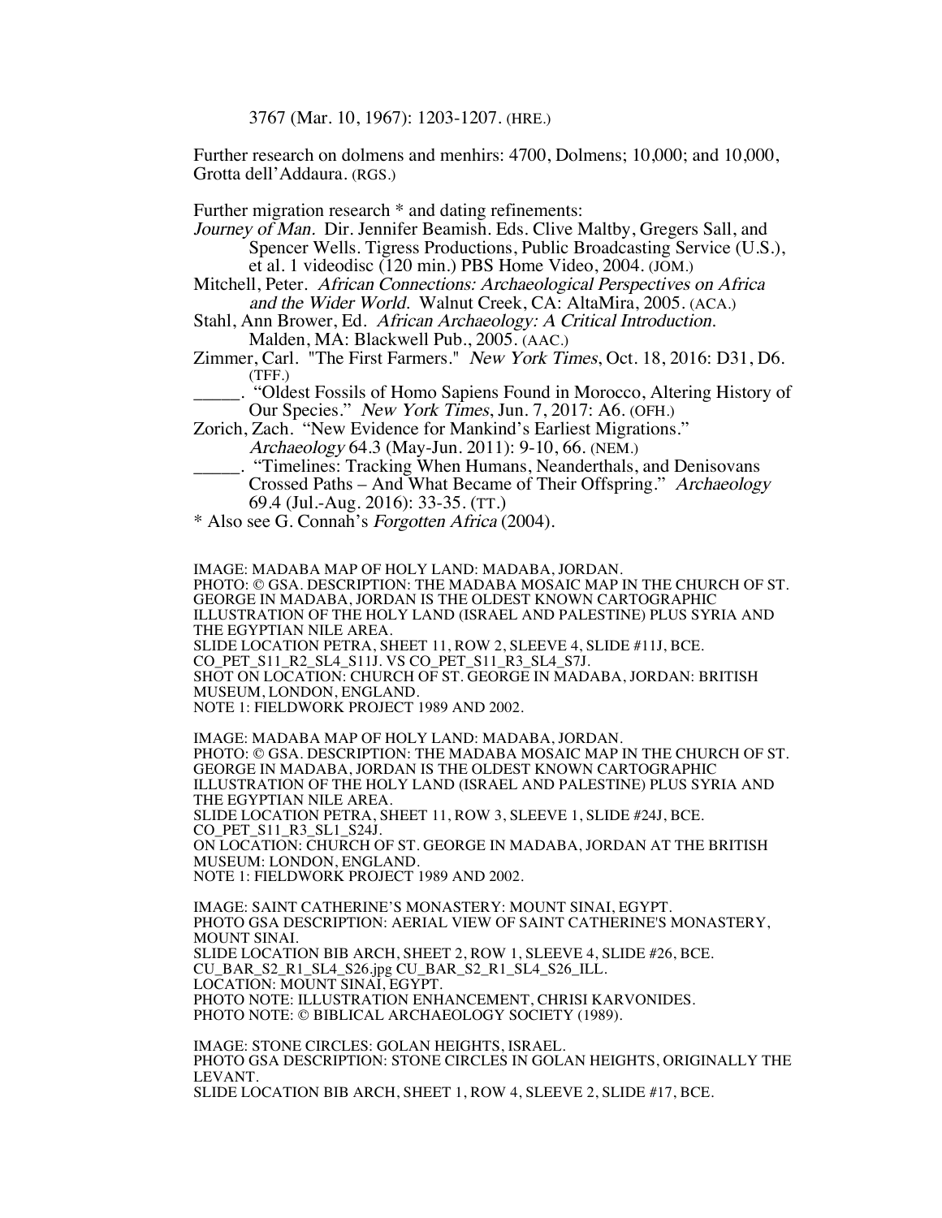3767 (Mar. 10, 1967): 1203-1207. (HRE.)

Further research on dolmens and menhirs: 4700, Dolmens; 10,000; and 10,000, Grotta dell'Addaura. (RGS.)

Further migration research * and dating refinements:

*Journey of Man.* Dir. Jennifer Beamish. Eds. Clive Maltby, Gregers Sall, and Spencer Wells. Tigress Productions, Public Broadcasting Service (U.S.), et al. 1 videodisc (120 min.) PBS Home Video, 2004. (JOM.)

Mitchell, Peter. *African Connections: Archaeological Perspectives on Africa and the Wider World.* Walnut Creek, CA: AltaMira, 2005. (ACA.)

Stahl, Ann Brower, Ed. *African Archaeology: A Critical Introduction.* Malden, MA: Blackwell Pub., 2005. (AAC.)

Zimmer, Carl. "The First Farmers." *New York Times*, Oct. 18, 2016: D31, D6. (TFF.)

_____. "Oldest Fossils of Homo Sapiens Found in Morocco, Altering History of Our Species." *New York Times*, Jun. 7, 2017: A6. (OFH.)

Zorich, Zach. "New Evidence for Mankind's Earliest Migrations." *Archaeology* 64.3 (May-Jun. 2011): 9-10, 66. (NEM.)

_____. "Timelines: Tracking When Humans, Neanderthals, and Denisovans Crossed Paths – And What Became of Their Offspring." *Archaeology* 69.4 (Jul.-Aug. 2016): 33-35. (TT.)

* Also see G. Connah's *Forgotten Africa* (2004).

IMAGE: MADABA MAP OF HOLY LAND: MADABA, JORDAN.
PHOTO: © GSA. DESCRIPTION: THE MADABA MOSAIC MAP IN THE CHURCH OF ST. GEORGE IN MADABA, JORDAN IS THE OLDEST KNOWN CARTOGRAPHIC ILLUSTRATION OF THE HOLY LAND (ISRAEL AND PALESTINE) PLUS SYRIA AND THE EGYPTIAN NILE AREA.
SLIDE LOCATION PETRA, SHEET 11, ROW 2, SLEEVE 4, SLIDE #11J, BCE.
CO_PET_S11_R2_SL4_S11J. VS CO_PET_S11_R3_SL4_S7J.
SHOT ON LOCATION: CHURCH OF ST. GEORGE IN MADABA, JORDAN: BRITISH MUSEUM, LONDON, ENGLAND.
NOTE 1: FIELDWORK PROJECT 1989 AND 2002.

IMAGE: MADABA MAP OF HOLY LAND: MADABA, JORDAN.
PHOTO: © GSA. DESCRIPTION: THE MADABA MOSAIC MAP IN THE CHURCH OF ST. GEORGE IN MADABA, JORDAN IS THE OLDEST KNOWN CARTOGRAPHIC ILLUSTRATION OF THE HOLY LAND (ISRAEL AND PALESTINE) PLUS SYRIA AND THE EGYPTIAN NILE AREA.
SLIDE LOCATION PETRA, SHEET 11, ROW 3, SLEEVE 1, SLIDE #24J, BCE.
CO_PET_S11_R3_SL1_S24J.
ON LOCATION: CHURCH OF ST. GEORGE IN MADABA, JORDAN AT THE BRITISH MUSEUM: LONDON, ENGLAND.
NOTE 1: FIELDWORK PROJECT 1989 AND 2002.

IMAGE: SAINT CATHERINE'S MONASTERY: MOUNT SINAI, EGYPT.
PHOTO GSA DESCRIPTION: AERIAL VIEW OF SAINT CATHERINE'S MONASTERY, MOUNT SINAI.
SLIDE LOCATION BIB ARCH, SHEET 2, ROW 1, SLEEVE 4, SLIDE #26, BCE.
CU_BAR_S2_R1_SL4_S26.jpg CU_BAR_S2_R1_SL4_S26_ILL.
LOCATION: MOUNT SINAI, EGYPT.
PHOTO NOTE: ILLUSTRATION ENHANCEMENT, CHRISI KARVONIDES.
PHOTO NOTE: © BIBLICAL ARCHAEOLOGY SOCIETY (1989).

IMAGE: STONE CIRCLES: GOLAN HEIGHTS, ISRAEL.
PHOTO GSA DESCRIPTION: STONE CIRCLES IN GOLAN HEIGHTS, ORIGINALLY THE LEVANT.
SLIDE LOCATION BIB ARCH, SHEET 1, ROW 4, SLEEVE 2, SLIDE #17, BCE.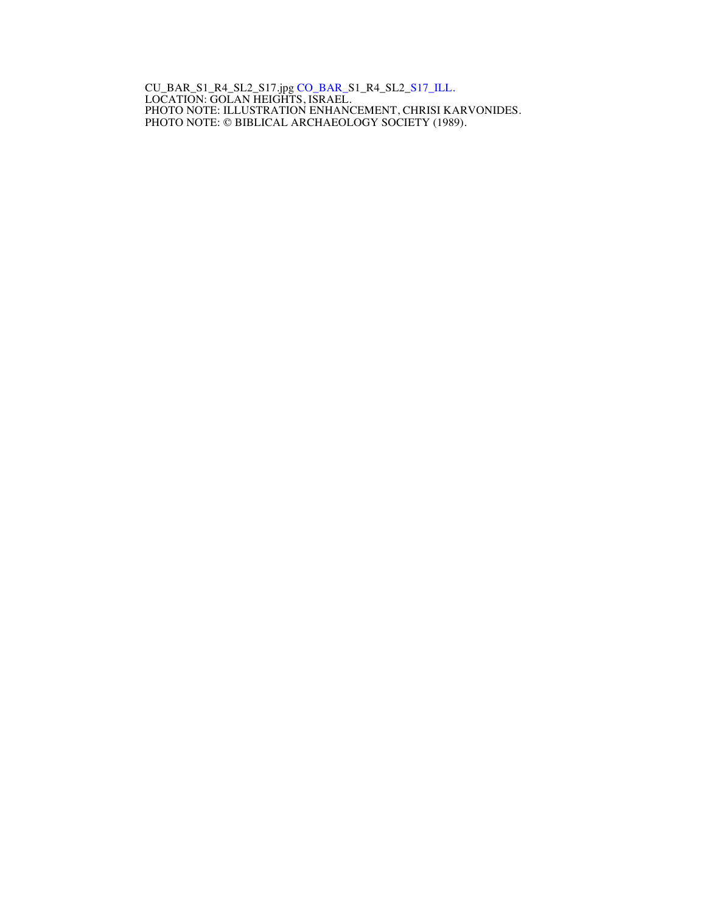CU_BAR_S1_R4_SL2_S17.jpg CO_BAR_S1_R4_SL2_S17_ILL.
LOCATION: GOLAN HEIGHTS, ISRAEL.
PHOTO NOTE: ILLUSTRATION ENHANCEMENT, CHRISI KARVONIDES.
PHOTO NOTE: © BIBLICAL ARCHAEOLOGY SOCIETY (1989).